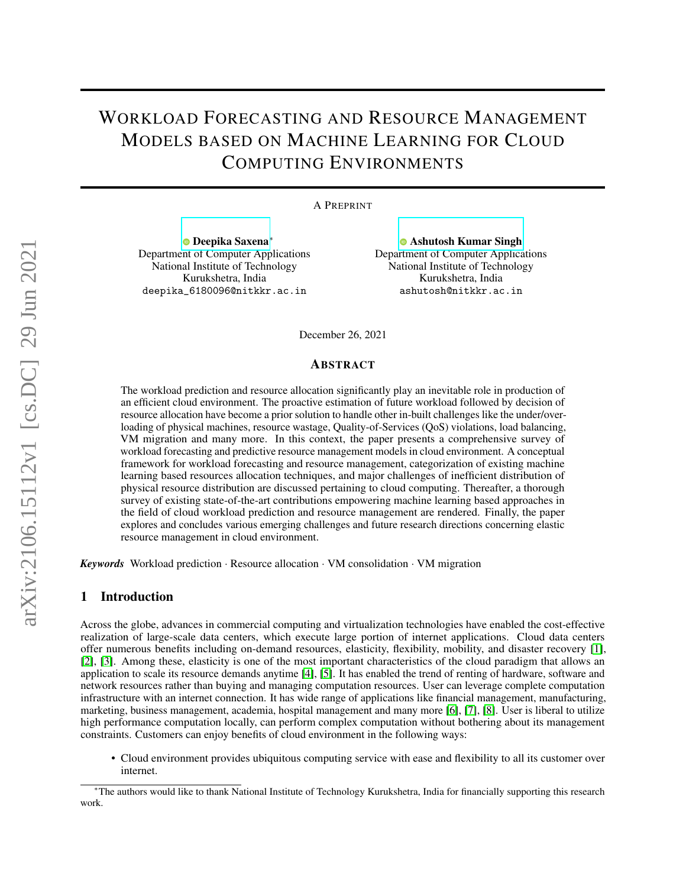# Workload Forecasting and Resource Management Models based on Machine Learning for Cloud Computing Environments

A Preprint

**Deepika Saxena**[*]
Department of Computer Applications
National Institute of Technology
Kurukshetra, India
deepika_6180096@nitkkr.ac.in

**Ashutosh Kumar Singh**
Department of Computer Applications
National Institute of Technology
Kurukshetra, India
ashutosh@nitkkr.ac.in

December 26, 2021

## Abstract

The workload prediction and resource allocation significantly play an inevitable role in production of an efficient cloud environment. The proactive estimation of future workload followed by decision of resource allocation have become a prior solution to handle other in-built challenges like the under/overloading of physical machines, resource wastage, Quality-of-Services (QoS) violations, load balancing, VM migration and many more. In this context, the paper presents a comprehensive survey of workload forecasting and predictive resource management models in cloud environment. A conceptual framework for workload forecasting and resource management, categorization of existing machine learning based resources allocation techniques, and major challenges of inefficient distribution of physical resource distribution are discussed pertaining to cloud computing. Thereafter, a thorough survey of existing state-of-the-art contributions empowering machine learning based approaches in the field of cloud workload prediction and resource management are rendered. Finally, the paper explores and concludes various emerging challenges and future research directions concerning elastic resource management in cloud environment.

***Keywords*** Workload prediction · Resource allocation · VM consolidation · VM migration

## 1 Introduction

Across the globe, advances in commercial computing and virtualization technologies have enabled the cost-effective realization of large-scale data centers, which execute large portion of internet applications. Cloud data centers offer numerous benefits including on-demand resources, elasticity, flexibility, mobility, and disaster recovery [1], [2], [3]. Among these, elasticity is one of the most important characteristics of the cloud paradigm that allows an application to scale its resource demands anytime [4], [5]. It has enabled the trend of renting of hardware, software and network resources rather than buying and managing computation resources. User can leverage complete computation infrastructure with an internet connection. It has wide range of applications like financial management, manufacturing, marketing, business management, academia, hospital management and many more [6], [7], [8]. User is liberal to utilize high performance computation locally, can perform complex computation without bothering about its management constraints. Customers can enjoy benefits of cloud environment in the following ways:

- Cloud environment provides ubiquitous computing service with ease and flexibility to all its customer over internet.

[*]The authors would like to thank National Institute of Technology Kurukshetra, India for financially supporting this research work.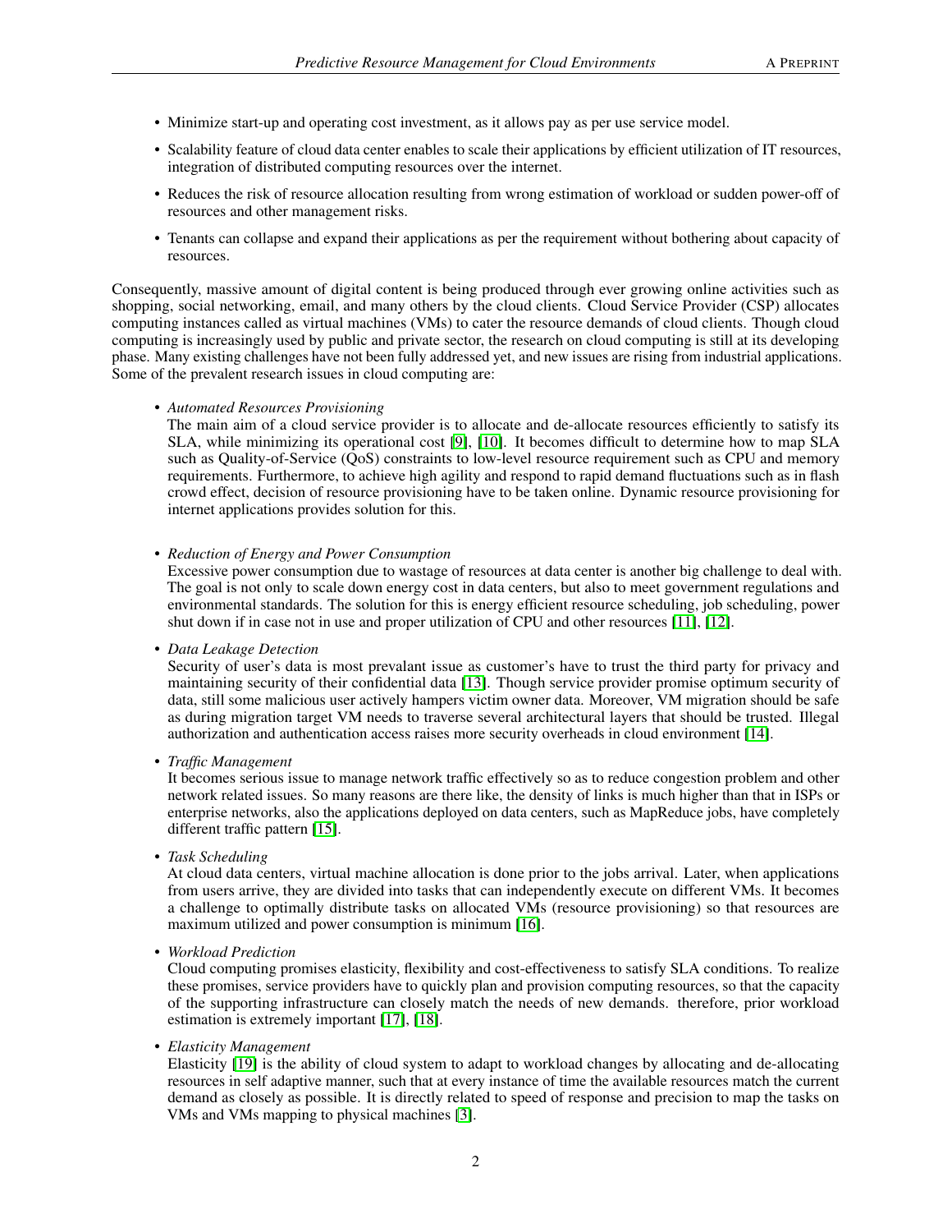- Minimize start-up and operating cost investment, as it allows pay as per use service model.
- Scalability feature of cloud data center enables to scale their applications by efficient utilization of IT resources, integration of distributed computing resources over the internet.
- Reduces the risk of resource allocation resulting from wrong estimation of workload or sudden power-off of resources and other management risks.
- Tenants can collapse and expand their applications as per the requirement without bothering about capacity of resources.

Consequently, massive amount of digital content is being produced through ever growing online activities such as shopping, social networking, email, and many others by the cloud clients. Cloud Service Provider (CSP) allocates computing instances called as virtual machines (VMs) to cater the resource demands of cloud clients. Though cloud computing is increasingly used by public and private sector, the research on cloud computing is still at its developing phase. Many existing challenges have not been fully addressed yet, and new issues are rising from industrial applications. Some of the prevalent research issues in cloud computing are:

- *Automated Resources Provisioning*
  The main aim of a cloud service provider is to allocate and de-allocate resources efficiently to satisfy its SLA, while minimizing its operational cost [9], [10]. It becomes difficult to determine how to map SLA such as Quality-of-Service (QoS) constraints to low-level resource requirement such as CPU and memory requirements. Furthermore, to achieve high agility and respond to rapid demand fluctuations such as in flash crowd effect, decision of resource provisioning have to be taken online. Dynamic resource provisioning for internet applications provides solution for this.

- *Reduction of Energy and Power Consumption*
  Excessive power consumption due to wastage of resources at data center is another big challenge to deal with. The goal is not only to scale down energy cost in data centers, but also to meet government regulations and environmental standards. The solution for this is energy efficient resource scheduling, job scheduling, power shut down if in case not in use and proper utilization of CPU and other resources [11], [12].

- *Data Leakage Detection*
  Security of user's data is most prevalant issue as customer's have to trust the third party for privacy and maintaining security of their confidential data [13]. Though service provider promise optimum security of data, still some malicious user actively hampers victim owner data. Moreover, VM migration should be safe as during migration target VM needs to traverse several architectural layers that should be trusted. Illegal authorization and authentication access raises more security overheads in cloud environment [14].

- *Traffic Management*
  It becomes serious issue to manage network traffic effectively so as to reduce congestion problem and other network related issues. So many reasons are there like, the density of links is much higher than that in ISPs or enterprise networks, also the applications deployed on data centers, such as MapReduce jobs, have completely different traffic pattern [15].

- *Task Scheduling*
  At cloud data centers, virtual machine allocation is done prior to the jobs arrival. Later, when applications from users arrive, they are divided into tasks that can independently execute on different VMs. It becomes a challenge to optimally distribute tasks on allocated VMs (resource provisioning) so that resources are maximum utilized and power consumption is minimum [16].

- *Workload Prediction*
  Cloud computing promises elasticity, flexibility and cost-effectiveness to satisfy SLA conditions. To realize these promises, service providers have to quickly plan and provision computing resources, so that the capacity of the supporting infrastructure can closely match the needs of new demands. therefore, prior workload estimation is extremely important [17], [18].

- *Elasticity Management*
  Elasticity [19] is the ability of cloud system to adapt to workload changes by allocating and de-allocating resources in self adaptive manner, such that at every instance of time the available resources match the current demand as closely as possible. It is directly related to speed of response and precision to map the tasks on VMs and VMs mapping to physical machines [3].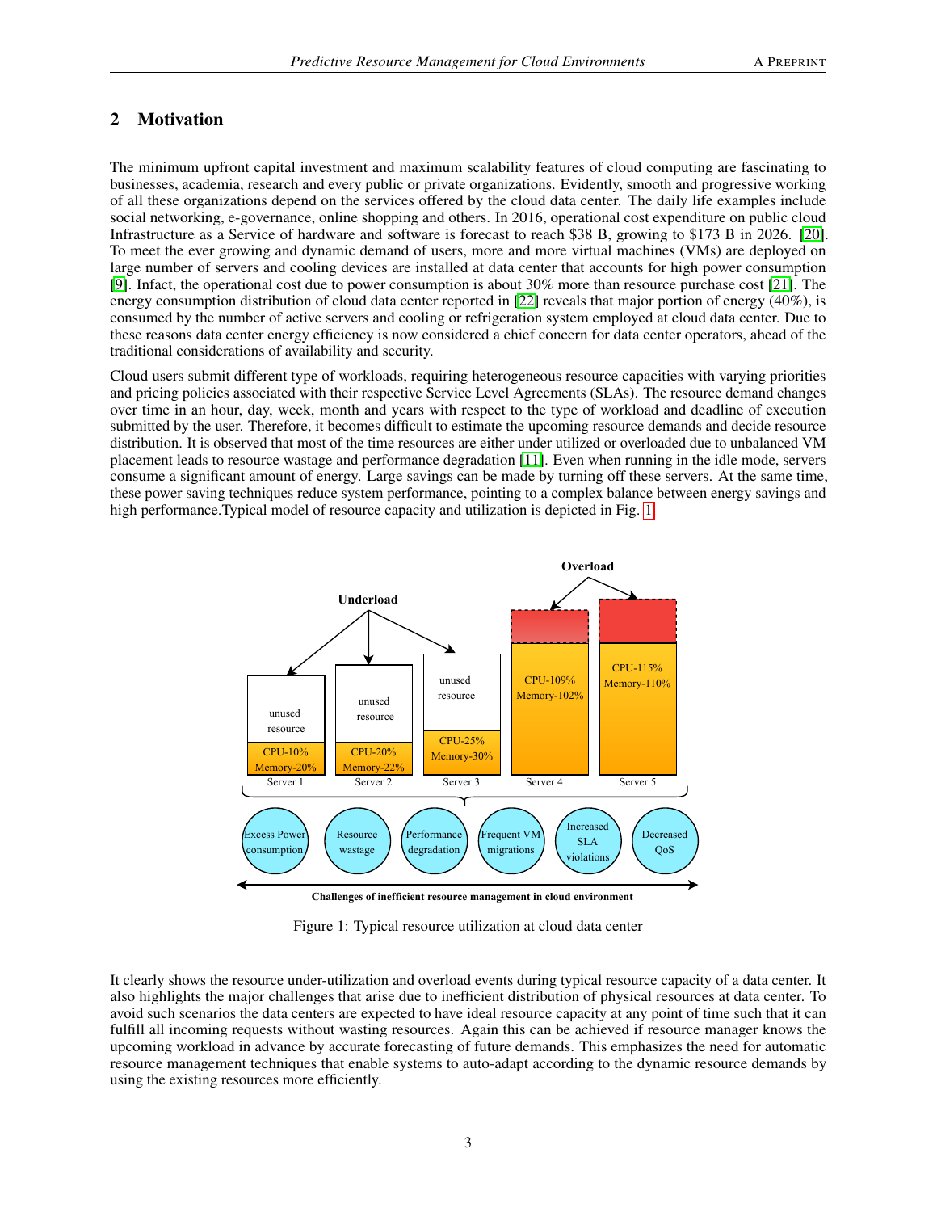## 2 Motivation

The minimum upfront capital investment and maximum scalability features of cloud computing are fascinating to businesses, academia, research and every public or private organizations. Evidently, smooth and progressive working of all these organizations depend on the services offered by the cloud data center. The daily life examples include social networking, e-governance, online shopping and others. In 2016, operational cost expenditure on public cloud Infrastructure as a Service of hardware and software is forecast to reach $38 B, growing to $173 B in 2026. [20]. To meet the ever growing and dynamic demand of users, more and more virtual machines (VMs) are deployed on large number of servers and cooling devices are installed at data center that accounts for high power consumption [9]. Infact, the operational cost due to power consumption is about 30% more than resource purchase cost [21]. The energy consumption distribution of cloud data center reported in [22] reveals that major portion of energy (40%), is consumed by the number of active servers and cooling or refrigeration system employed at cloud data center. Due to these reasons data center energy efficiency is now considered a chief concern for data center operators, ahead of the traditional considerations of availability and security.

Cloud users submit different type of workloads, requiring heterogeneous resource capacities with varying priorities and pricing policies associated with their respective Service Level Agreements (SLAs). The resource demand changes over time in an hour, day, week, month and years with respect to the type of workload and deadline of execution submitted by the user. Therefore, it becomes difficult to estimate the upcoming resource demands and decide resource distribution. It is observed that most of the time resources are either under utilized or overloaded due to unbalanced VM placement leads to resource wastage and performance degradation [11]. Even when running in the idle mode, servers consume a significant amount of energy. Large savings can be made by turning off these servers. At the same time, these power saving techniques reduce system performance, pointing to a complex balance between energy savings and high performance.Typical model of resource capacity and utilization is depicted in Fig. 1.

Figure 1: Typical resource utilization at cloud data center

It clearly shows the resource under-utilization and overload events during typical resource capacity of a data center. It also highlights the major challenges that arise due to inefficient distribution of physical resources at data center. To avoid such scenarios the data centers are expected to have ideal resource capacity at any point of time such that it can fulfill all incoming requests without wasting resources. Again this can be achieved if resource manager knows the upcoming workload in advance by accurate forecasting of future demands. This emphasizes the need for automatic resource management techniques that enable systems to auto-adapt according to the dynamic resource demands by using the existing resources more efficiently.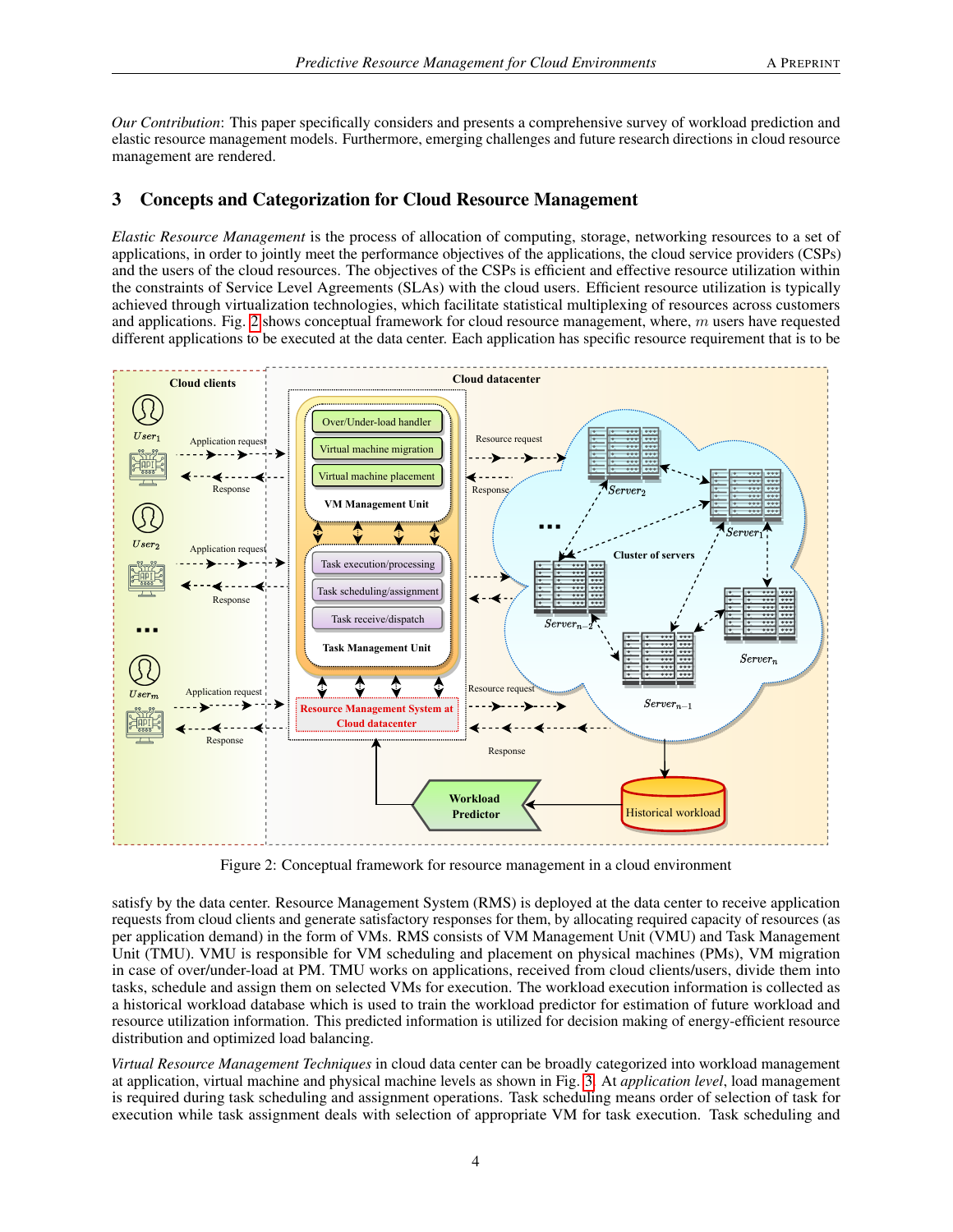*Our Contribution*: This paper specifically considers and presents a comprehensive survey of workload prediction and elastic resource management models. Furthermore, emerging challenges and future research directions in cloud resource management are rendered.

## 3 Concepts and Categorization for Cloud Resource Management

*Elastic Resource Management* is the process of allocation of computing, storage, networking resources to a set of applications, in order to jointly meet the performance objectives of the applications, the cloud service providers (CSPs) and the users of the cloud resources. The objectives of the CSPs is efficient and effective resource utilization within the constraints of Service Level Agreements (SLAs) with the cloud users. Efficient resource utilization is typically achieved through virtualization technologies, which facilitate statistical multiplexing of resources across customers and applications. Fig. 2 shows conceptual framework for cloud resource management, where, $m$ users have requested different applications to be executed at the data center. Each application has specific resource requirement that is to be satisfy by the data center. Resource Management System (RMS) is deployed at the data center to receive application requests from cloud clients and generate satisfactory responses for them, by allocating required capacity of resources (as per application demand) in the form of VMs. RMS consists of VM Management Unit (VMU) and Task Management Unit (TMU). VMU is responsible for VM scheduling and placement on physical machines (PMs), VM migration in case of over/under-load at PM. TMU works on applications, received from cloud clients/users, divide them into tasks, schedule and assign them on selected VMs for execution. The workload execution information is collected as a historical workload database which is used to train the workload predictor for estimation of future workload and resource utilization information. This predicted information is utilized for decision making of energy-efficient resource distribution and optimized load balancing.

Figure 2: Conceptual framework for resource management in a cloud environment

*Virtual Resource Management Techniques* in cloud data center can be broadly categorized into workload management at application, virtual machine and physical machine levels as shown in Fig. 3. At *application level*, load management is required during task scheduling and assignment operations. Task scheduling means order of selection of task for execution while task assignment deals with selection of appropriate VM for task execution. Task scheduling and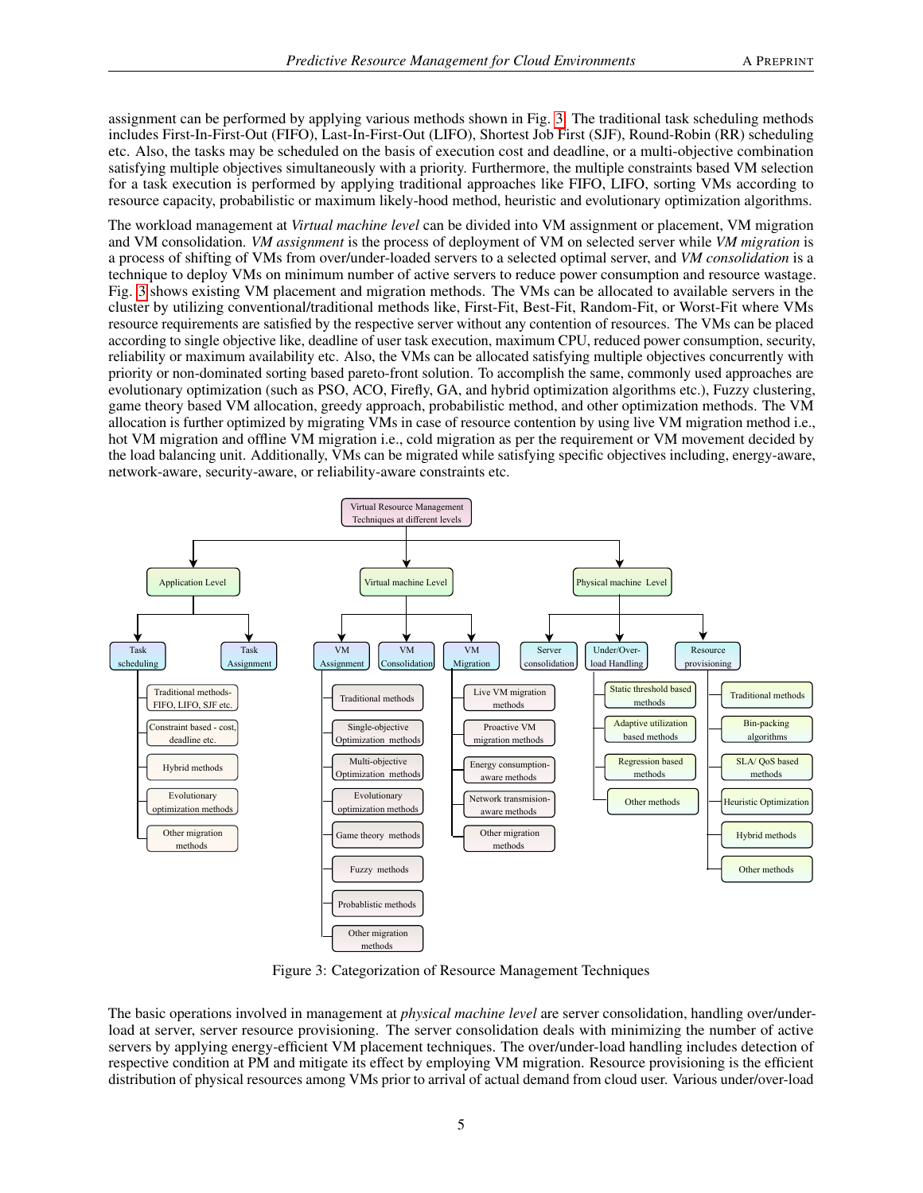assignment can be performed by applying various methods shown in Fig. 3. The traditional task scheduling methods includes First-In-First-Out (FIFO), Last-In-First-Out (LIFO), Shortest Job First (SJF), Round-Robin (RR) scheduling etc. Also, the tasks may be scheduled on the basis of execution cost and deadline, or a multi-objective combination satisfying multiple objectives simultaneously with a priority. Furthermore, the multiple constraints based VM selection for a task execution is performed by applying traditional approaches like FIFO, LIFO, sorting VMs according to resource capacity, probabilistic or maximum likely-hood method, heuristic and evolutionary optimization algorithms.

The workload management at *Virtual machine level* can be divided into VM assignment or placement, VM migration and VM consolidation. *VM assignment* is the process of deployment of VM on selected server while *VM migration* is a process of shifting of VMs from over/under-loaded servers to a selected optimal server, and *VM consolidation* is a technique to deploy VMs on minimum number of active servers to reduce power consumption and resource wastage. Fig. 3 shows existing VM placement and migration methods. The VMs can be allocated to available servers in the cluster by utilizing conventional/traditional methods like, First-Fit, Best-Fit, Random-Fit, or Worst-Fit where VMs resource requirements are satisfied by the respective server without any contention of resources. The VMs can be placed according to single objective like, deadline of user task execution, maximum CPU, reduced power consumption, security, reliability or maximum availability etc. Also, the VMs can be allocated satisfying multiple objectives concurrently with priority or non-dominated sorting based pareto-front solution. To accomplish the same, commonly used approaches are evolutionary optimization (such as PSO, ACO, Firefly, GA, and hybrid optimization algorithms etc.), Fuzzy clustering, game theory based VM allocation, greedy approach, probabilistic method, and other optimization methods. The VM allocation is further optimized by migrating VMs in case of resource contention by using live VM migration method i.e., hot VM migration and offline VM migration i.e., cold migration as per the requirement or VM movement decided by the load balancing unit. Additionally, VMs can be migrated while satisfying specific objectives including, energy-aware, network-aware, security-aware, or reliability-aware constraints etc.

- Virtual Resource Management Techniques at different levels
  - Application Level
    - Task scheduling
      - Traditional methods- FIFO, LIFO, SJF etc.
      - Constraint based - cost, deadline etc.
      - Hybrid methods
      - Evolutionary optimization methods
      - Other migration methods
    - Task Assignment
  - Virtual machine Level
    - VM Assignment
      - Traditional methods
      - Single-objective Optimization methods
      - Multi-objective Optimization methods
      - Evolutionary optimization methods
      - Game theory methods
      - Fuzzy methods
      - Probablistic methods
      - Other migration methods
    - VM Consolidation
    - VM Migration
      - Live VM migration methods
      - Proactive VM migration methods
      - Energy consumption-aware methods
      - Network transmision-aware methods
      - Other migration methods
  - Physical machine Level
    - Server consolidation
    - Under/Over-load Handling
      - Static threshold based methods
      - Adaptive utilization based methods
      - Regression based methods
      - Other methods
    - Resource provisioning
      - Traditional methods
      - Bin-packing algorithms
      - SLA/ QoS based methods
      - Heuristic Optimization
      - Hybrid methods
      - Other methods

Figure 3: Categorization of Resource Management Techniques

The basic operations involved in management at *physical machine level* are server consolidation, handling over/under-load at server, server resource provisioning. The server consolidation deals with minimizing the number of active servers by applying energy-efficient VM placement techniques. The over/under-load handling includes detection of respective condition at PM and mitigate its effect by employing VM migration. Resource provisioning is the efficient distribution of physical resources among VMs prior to arrival of actual demand from cloud user. Various under/over-load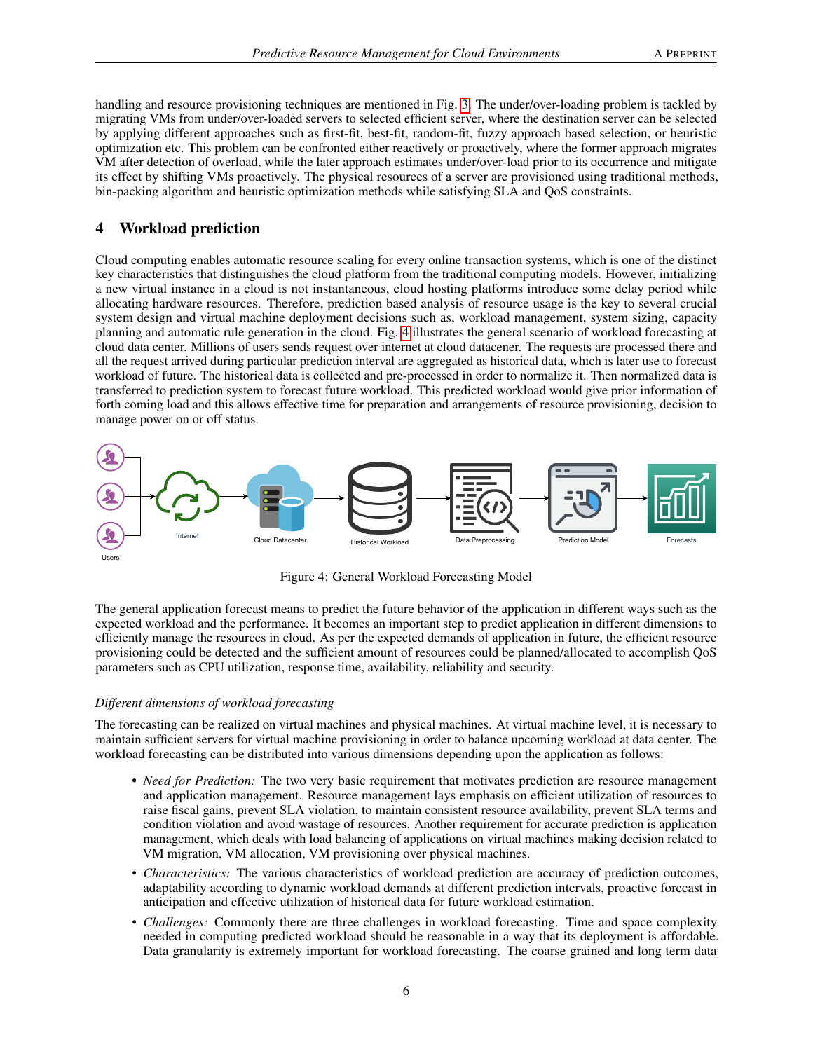handling and resource provisioning techniques are mentioned in Fig. 3. The under/over-loading problem is tackled by migrating VMs from under/over-loaded servers to selected efficient server, where the destination server can be selected by applying different approaches such as first-fit, best-fit, random-fit, fuzzy approach based selection, or heuristic optimization etc. This problem can be confronted either reactively or proactively, where the former approach migrates VM after detection of overload, while the later approach estimates under/over-load prior to its occurrence and mitigate its effect by shifting VMs proactively. The physical resources of a server are provisioned using traditional methods, bin-packing algorithm and heuristic optimization methods while satisfying SLA and QoS constraints.

# 4 Workload prediction

Cloud computing enables automatic resource scaling for every online transaction systems, which is one of the distinct key characteristics that distinguishes the cloud platform from the traditional computing models. However, initializing a new virtual instance in a cloud is not instantaneous, cloud hosting platforms introduce some delay period while allocating hardware resources. Therefore, prediction based analysis of resource usage is the key to several crucial system design and virtual machine deployment decisions such as, workload management, system sizing, capacity planning and automatic rule generation in the cloud. Fig. 4 illustrates the general scenario of workload forecasting at cloud data center. Millions of users sends request over internet at cloud datacener. The requests are processed there and all the request arrived during particular prediction interval are aggregated as historical data, which is later use to forecast workload of future. The historical data is collected and pre-processed in order to normalize it. Then normalized data is transferred to prediction system to forecast future workload. This predicted workload would give prior information of forth coming load and this allows effective time for preparation and arrangements of resource provisioning, decision to manage power on or off status.

Users → Internet → Cloud Datacenter → Historical Workload → Data Preprocessing → Prediction Model → Forecasts

Figure 4: General Workload Forecasting Model

The general application forecast means to predict the future behavior of the application in different ways such as the expected workload and the performance. It becomes an important step to predict application in different dimensions to efficiently manage the resources in cloud. As per the expected demands of application in future, the efficient resource provisioning could be detected and the sufficient amount of resources could be planned/allocated to accomplish QoS parameters such as CPU utilization, response time, availability, reliability and security.

*Different dimensions of workload forecasting*

The forecasting can be realized on virtual machines and physical machines. At virtual machine level, it is necessary to maintain sufficient servers for virtual machine provisioning in order to balance upcoming workload at data center. The workload forecasting can be distributed into various dimensions depending upon the application as follows:

- *Need for Prediction:* The two very basic requirement that motivates prediction are resource management and application management. Resource management lays emphasis on efficient utilization of resources to raise fiscal gains, prevent SLA violation, to maintain consistent resource availability, prevent SLA terms and condition violation and avoid wastage of resources. Another requirement for accurate prediction is application management, which deals with load balancing of applications on virtual machines making decision related to VM migration, VM allocation, VM provisioning over physical machines.
- *Characteristics:* The various characteristics of workload prediction are accuracy of prediction outcomes, adaptability according to dynamic workload demands at different prediction intervals, proactive forecast in anticipation and effective utilization of historical data for future workload estimation.
- *Challenges:* Commonly there are three challenges in workload forecasting. Time and space complexity needed in computing predicted workload should be reasonable in a way that its deployment is affordable. Data granularity is extremely important for workload forecasting. The coarse grained and long term data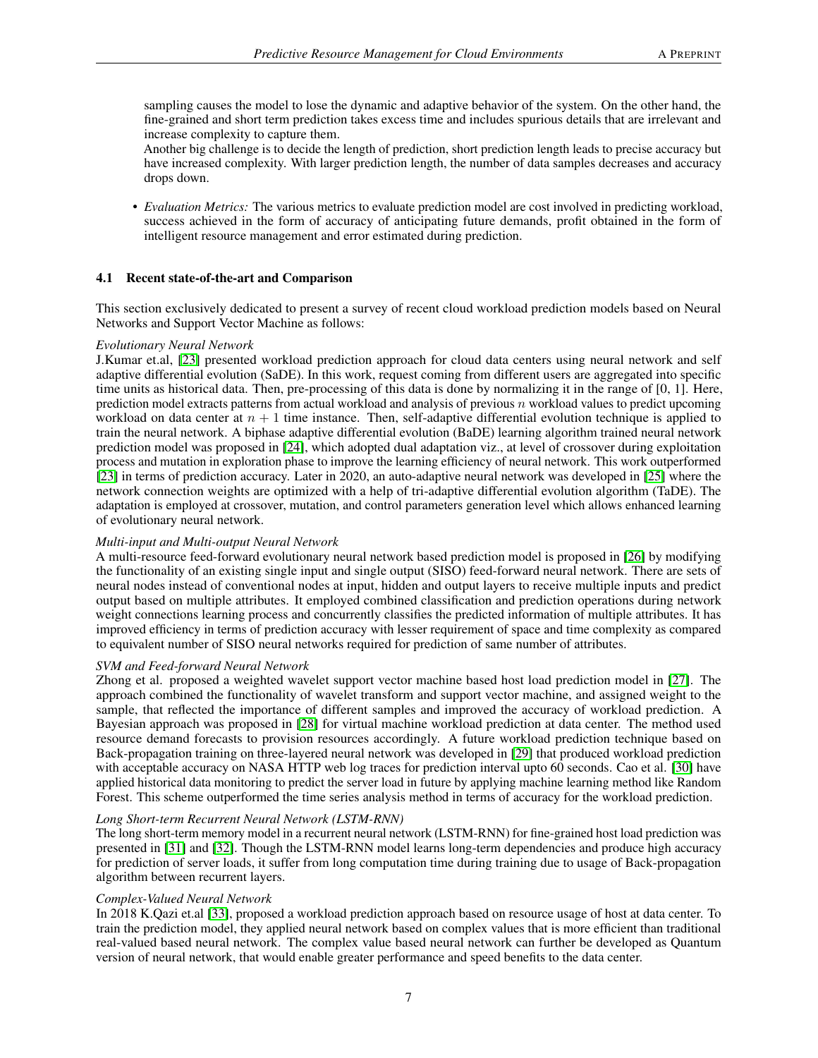sampling causes the model to lose the dynamic and adaptive behavior of the system. On the other hand, the fine-grained and short term prediction takes excess time and includes spurious details that are irrelevant and increase complexity to capture them.
Another big challenge is to decide the length of prediction, short prediction length leads to precise accuracy but have increased complexity. With larger prediction length, the number of data samples decreases and accuracy drops down.

- *Evaluation Metrics:* The various metrics to evaluate prediction model are cost involved in predicting workload, success achieved in the form of accuracy of anticipating future demands, profit obtained in the form of intelligent resource management and error estimated during prediction.

### 4.1 Recent state-of-the-art and Comparison

This section exclusively dedicated to present a survey of recent cloud workload prediction models based on Neural Networks and Support Vector Machine as follows:

*Evolutionary Neural Network*
J.Kumar et.al, [23] presented workload prediction approach for cloud data centers using neural network and self adaptive differential evolution (SaDE). In this work, request coming from different users are aggregated into specific time units as historical data. Then, pre-processing of this data is done by normalizing it in the range of [0, 1]. Here, prediction model extracts patterns from actual workload and analysis of previous $n$ workload values to predict upcoming workload on data center at $n + 1$ time instance. Then, self-adaptive differential evolution technique is applied to train the neural network. A biphase adaptive differential evolution (BaDE) learning algorithm trained neural network prediction model was proposed in [24], which adopted dual adaptation viz., at level of crossover during exploitation process and mutation in exploration phase to improve the learning efficiency of neural network. This work outperformed [23] in terms of prediction accuracy. Later in 2020, an auto-adaptive neural network was developed in [25] where the network connection weights are optimized with a help of tri-adaptive differential evolution algorithm (TaDE). The adaptation is employed at crossover, mutation, and control parameters generation level which allows enhanced learning of evolutionary neural network.

*Multi-input and Multi-output Neural Network*
A multi-resource feed-forward evolutionary neural network based prediction model is proposed in [26] by modifying the functionality of an existing single input and single output (SISO) feed-forward neural network. There are sets of neural nodes instead of conventional nodes at input, hidden and output layers to receive multiple inputs and predict output based on multiple attributes. It employed combined classification and prediction operations during network weight connections learning process and concurrently classifies the predicted information of multiple attributes. It has improved efficiency in terms of prediction accuracy with lesser requirement of space and time complexity as compared to equivalent number of SISO neural networks required for prediction of same number of attributes.

*SVM and Feed-forward Neural Network*
Zhong et al. proposed a weighted wavelet support vector machine based host load prediction model in [27]. The approach combined the functionality of wavelet transform and support vector machine, and assigned weight to the sample, that reflected the importance of different samples and improved the accuracy of workload prediction. A Bayesian approach was proposed in [28] for virtual machine workload prediction at data center. The method used resource demand forecasts to provision resources accordingly. A future workload prediction technique based on Back-propagation training on three-layered neural network was developed in [29] that produced workload prediction with acceptable accuracy on NASA HTTP web log traces for prediction interval upto 60 seconds. Cao et al. [30] have applied historical data monitoring to predict the server load in future by applying machine learning method like Random Forest. This scheme outperformed the time series analysis method in terms of accuracy for the workload prediction.

*Long Short-term Recurrent Neural Network (LSTM-RNN)*
The long short-term memory model in a recurrent neural network (LSTM-RNN) for fine-grained host load prediction was presented in [31] and [32]. Though the LSTM-RNN model learns long-term dependencies and produce high accuracy for prediction of server loads, it suffer from long computation time during training due to usage of Back-propagation algorithm between recurrent layers.

*Complex-Valued Neural Network*
In 2018 K.Qazi et.al [33], proposed a workload prediction approach based on resource usage of host at data center. To train the prediction model, they applied neural network based on complex values that is more efficient than traditional real-valued based neural network. The complex value based neural network can further be developed as Quantum version of neural network, that would enable greater performance and speed benefits to the data center.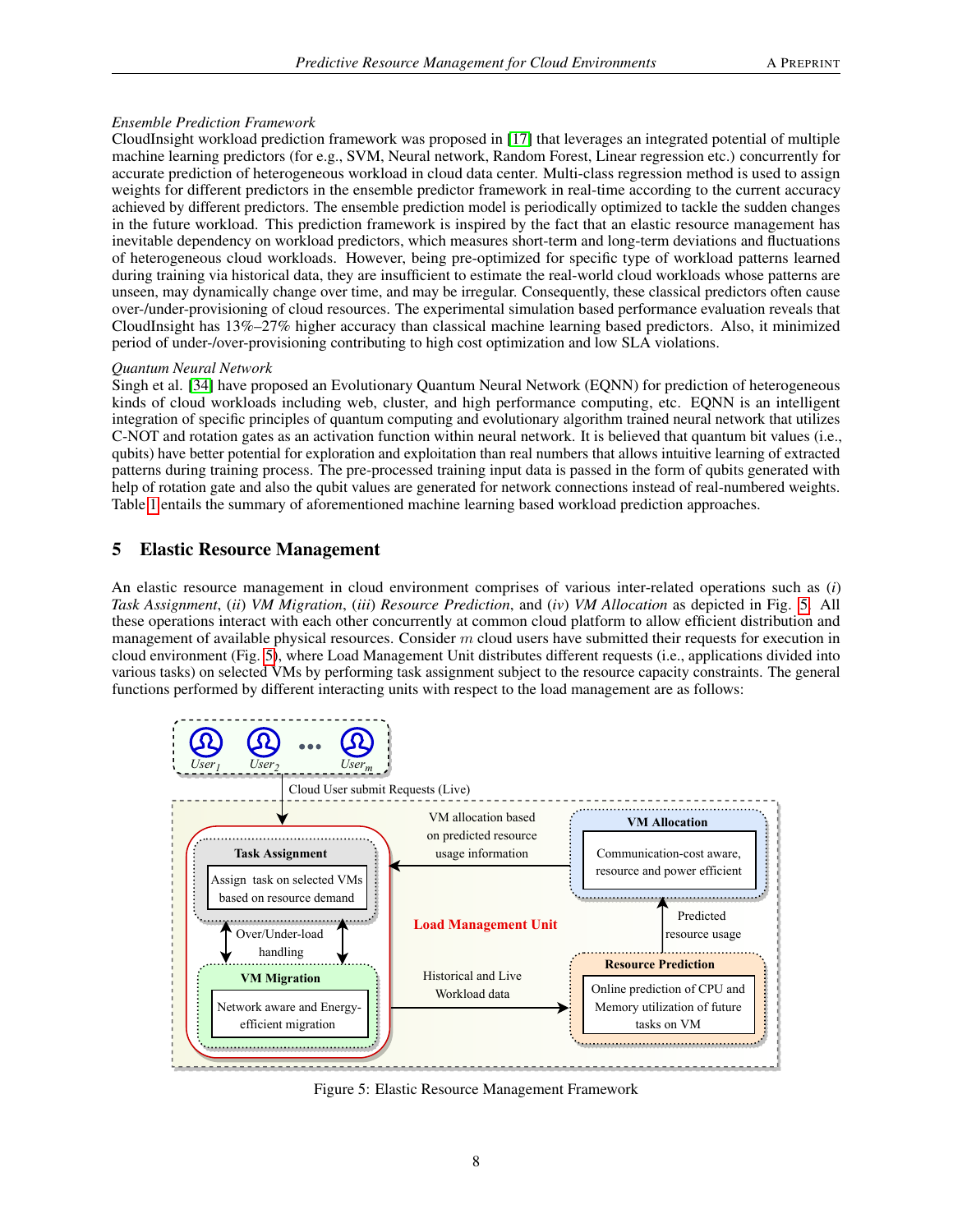*Ensemble Prediction Framework*
CloudInsight workload prediction framework was proposed in [17] that leverages an integrated potential of multiple machine learning predictors (for e.g., SVM, Neural network, Random Forest, Linear regression etc.) concurrently for accurate prediction of heterogeneous workload in cloud data center. Multi-class regression method is used to assign weights for different predictors in the ensemble predictor framework in real-time according to the current accuracy achieved by different predictors. The ensemble prediction model is periodically optimized to tackle the sudden changes in the future workload. This prediction framework is inspired by the fact that an elastic resource management has inevitable dependency on workload predictors, which measures short-term and long-term deviations and fluctuations of heterogeneous cloud workloads. However, being pre-optimized for specific type of workload patterns learned during training via historical data, they are insufficient to estimate the real-world cloud workloads whose patterns are unseen, may dynamically change over time, and may be irregular. Consequently, these classical predictors often cause over-/under-provisioning of cloud resources. The experimental simulation based performance evaluation reveals that CloudInsight has 13%–27% higher accuracy than classical machine learning based predictors. Also, it minimized period of under-/over-provisioning contributing to high cost optimization and low SLA violations.

*Quantum Neural Network*
Singh et al. [34] have proposed an Evolutionary Quantum Neural Network (EQNN) for prediction of heterogeneous kinds of cloud workloads including web, cluster, and high performance computing, etc. EQNN is an intelligent integration of specific principles of quantum computing and evolutionary algorithm trained neural network that utilizes C-NOT and rotation gates as an activation function within neural network. It is believed that quantum bit values (i.e., qubits) have better potential for exploration and exploitation than real numbers that allows intuitive learning of extracted patterns during training process. The pre-processed training input data is passed in the form of qubits generated with help of rotation gate and also the qubit values are generated for network connections instead of real-numbered weights. Table 1 entails the summary of aforementioned machine learning based workload prediction approaches.

## 5 Elastic Resource Management

An elastic resource management in cloud environment comprises of various inter-related operations such as (*i*) *Task Assignment*, (*ii*) *VM Migration*, (*iii*) *Resource Prediction*, and (*iv*) *VM Allocation* as depicted in Fig. 5. All these operations interact with each other concurrently at common cloud platform to allow efficient distribution and management of available physical resources. Consider $m$ cloud users have submitted their requests for execution in cloud environment (Fig. 5), where Load Management Unit distributes different requests (i.e., applications divided into various tasks) on selected VMs by performing task assignment subject to the resource capacity constraints. The general functions performed by different interacting units with respect to the load management are as follows:

Figure 5: Elastic Resource Management Framework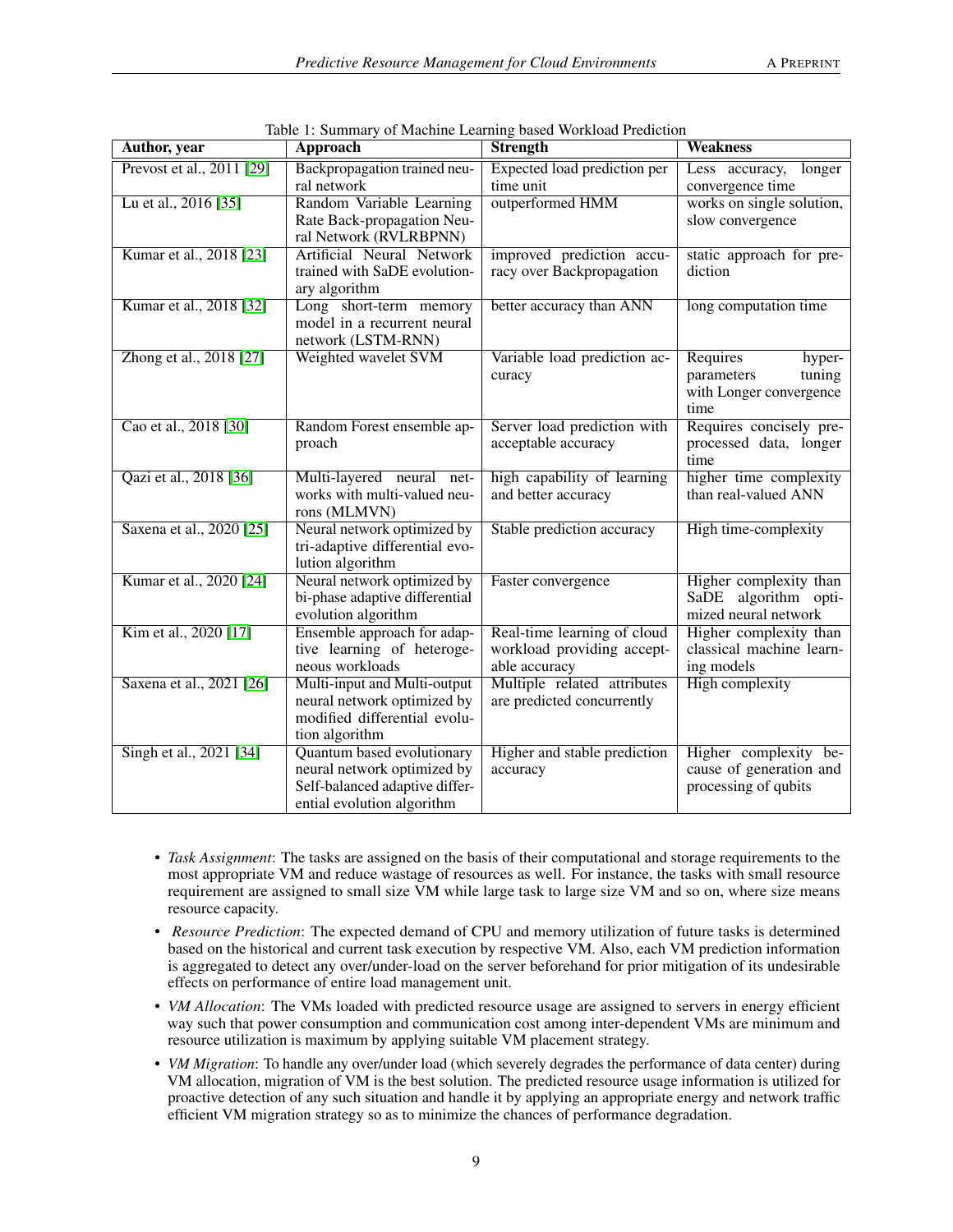Table 1: Summary of Machine Learning based Workload Prediction

| Author, year | Approach | Strength | Weakness |
|---|---|---|---|
| Prevost et al., 2011 [29] | Backpropagation trained neural network | Expected load prediction per time unit | Less accuracy, longer convergence time |
| Lu et al., 2016 [35] | Random Variable Learning Rate Back-propagation Neural Network (RVLRBPNN) | outperformed HMM | works on single solution, slow convergence |
| Kumar et al., 2018 [23] | Artificial Neural Network trained with SaDE evolutionary algorithm | improved prediction accuracy over Backpropagation | static approach for prediction |
| Kumar et al., 2018 [32] | Long short-term memory model in a recurrent neural network (LSTM-RNN) | better accuracy than ANN | long computation time |
| Zhong et al., 2018 [27] | Weighted wavelet SVM | Variable load prediction accuracy | Requires hyper-parameters tuning with Longer convergence time |
| Cao et al., 2018 [30] | Random Forest ensemble approach | Server load prediction with acceptable accuracy | Requires concisely pre-processed data, longer time |
| Qazi et al., 2018 [36] | Multi-layered neural networks with multi-valued neurons (MLMVN) | high capability of learning and better accuracy | higher time complexity than real-valued ANN |
| Saxena et al., 2020 [25] | Neural network optimized by tri-adaptive differential evolution algorithm | Stable prediction accuracy | High time-complexity |
| Kumar et al., 2020 [24] | Neural network optimized by bi-phase adaptive differential evolution algorithm | Faster convergence | Higher complexity than SaDE algorithm optimized neural network |
| Kim et al., 2020 [17] | Ensemble approach for adaptive learning of heterogeneous workloads | Real-time learning of cloud workload providing acceptable accuracy | Higher complexity than classical machine learning models |
| Saxena et al., 2021 [26] | Multi-input and Multi-output neural network optimized by modified differential evolution algorithm | Multiple related attributes are predicted concurrently | High complexity |
| Singh et al., 2021 [34] | Quantum based evolutionary neural network optimized by Self-balanced adaptive differential evolution algorithm | Higher and stable prediction accuracy | Higher complexity because of generation and processing of qubits |

- *Task Assignment*: The tasks are assigned on the basis of their computational and storage requirements to the most appropriate VM and reduce wastage of resources as well. For instance, the tasks with small resource requirement are assigned to small size VM while large task to large size VM and so on, where size means resource capacity.
- *Resource Prediction*: The expected demand of CPU and memory utilization of future tasks is determined based on the historical and current task execution by respective VM. Also, each VM prediction information is aggregated to detect any over/under-load on the server beforehand for prior mitigation of its undesirable effects on performance of entire load management unit.
- *VM Allocation*: The VMs loaded with predicted resource usage are assigned to servers in energy efficient way such that power consumption and communication cost among inter-dependent VMs are minimum and resource utilization is maximum by applying suitable VM placement strategy.
- *VM Migration*: To handle any over/under load (which severely degrades the performance of data center) during VM allocation, migration of VM is the best solution. The predicted resource usage information is utilized for proactive detection of any such situation and handle it by applying an appropriate energy and network traffic efficient VM migration strategy so as to minimize the chances of performance degradation.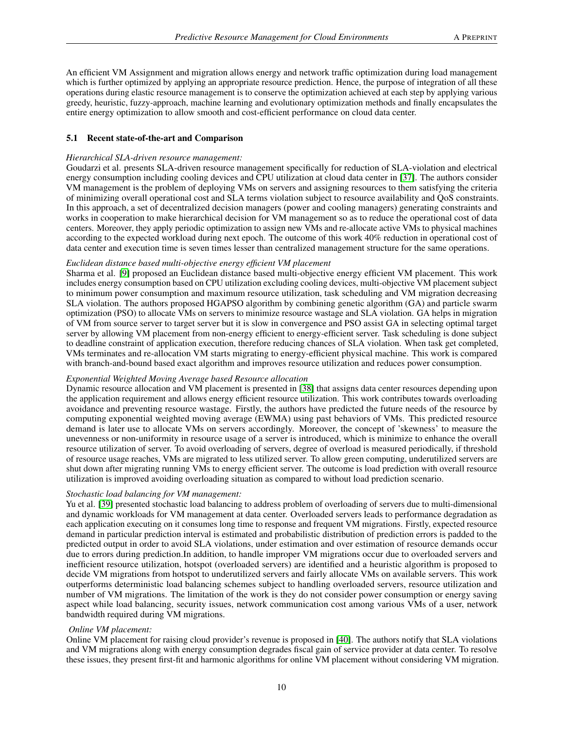An efficient VM Assignment and migration allows energy and network traffic optimization during load management which is further optimized by applying an appropriate resource prediction. Hence, the purpose of integration of all these operations during elastic resource management is to conserve the optimization achieved at each step by applying various greedy, heuristic, fuzzy-approach, machine learning and evolutionary optimization methods and finally encapsulates the entire energy optimization to allow smooth and cost-efficient performance on cloud data center.

### 5.1 Recent state-of-the-art and Comparison

*Hierarchical SLA-driven resource management:*
Goudarzi et al. presents SLA-driven resource management specifically for reduction of SLA-violation and electrical energy consumption including cooling devices and CPU utilization at cloud data center in [37]. The authors consider VM management is the problem of deploying VMs on servers and assigning resources to them satisfying the criteria of minimizing overall operational cost and SLA terms violation subject to resource availability and QoS constraints. In this approach, a set of decentralized decision managers (power and cooling managers) generating constraints and works in cooperation to make hierarchical decision for VM management so as to reduce the operational cost of data centers. Moreover, they apply periodic optimization to assign new VMs and re-allocate active VMs to physical machines according to the expected workload during next epoch. The outcome of this work 40% reduction in operational cost of data center and execution time is seven times lesser than centralized management structure for the same operations.

*Euclidean distance based multi-objective energy efficient VM placement*
Sharma et al. [9] proposed an Euclidean distance based multi-objective energy efficient VM placement. This work includes energy consumption based on CPU utilization excluding cooling devices, multi-objective VM placement subject to minimum power consumption and maximum resource utilization, task scheduling and VM migration decreasing SLA violation. The authors proposed HGAPSO algorithm by combining genetic algorithm (GA) and particle swarm optimization (PSO) to allocate VMs on servers to minimize resource wastage and SLA violation. GA helps in migration of VM from source server to target server but it is slow in convergence and PSO assist GA in selecting optimal target server by allowing VM placement from non-energy efficient to energy-efficient server. Task scheduling is done subject to deadline constraint of application execution, therefore reducing chances of SLA violation. When task get completed, VMs terminates and re-allocation VM starts migrating to energy-efficient physical machine. This work is compared with branch-and-bound based exact algorithm and improves resource utilization and reduces power consumption.

*Exponential Weighted Moving Average based Resource allocation*
Dynamic resource allocation and VM placement is presented in [38] that assigns data center resources depending upon the application requirement and allows energy efficient resource utilization. This work contributes towards overloading avoidance and preventing resource wastage. Firstly, the authors have predicted the future needs of the resource by computing exponential weighted moving average (EWMA) using past behaviors of VMs. This predicted resource demand is later use to allocate VMs on servers accordingly. Moreover, the concept of 'skewness' to measure the unevenness or non-uniformity in resource usage of a server is introduced, which is minimize to enhance the overall resource utilization of server. To avoid overloading of servers, degree of overload is measured periodically, if threshold of resource usage reaches, VMs are migrated to less utilized server. To allow green computing, underutilized servers are shut down after migrating running VMs to energy efficient server. The outcome is load prediction with overall resource utilization is improved avoiding overloading situation as compared to without load prediction scenario.

*Stochastic load balancing for VM management:*
Yu et al. [39] presented stochastic load balancing to address problem of overloading of servers due to multi-dimensional and dynamic workloads for VM management at data center. Overloaded servers leads to performance degradation as each application executing on it consumes long time to response and frequent VM migrations. Firstly, expected resource demand in particular prediction interval is estimated and probabilistic distribution of prediction errors is padded to the predicted output in order to avoid SLA violations, under estimation and over estimation of resource demands occur due to errors during prediction.In addition, to handle improper VM migrations occur due to overloaded servers and inefficient resource utilization, hotspot (overloaded servers) are identified and a heuristic algorithm is proposed to decide VM migrations from hotspot to underutilized servers and fairly allocate VMs on available servers. This work outperforms deterministic load balancing schemes subject to handling overloaded servers, resource utilization and number of VM migrations. The limitation of the work is they do not consider power consumption or energy saving aspect while load balancing, security issues, network communication cost among various VMs of a user, network bandwidth required during VM migrations.

*Online VM placement:*
Online VM placement for raising cloud provider's revenue is proposed in [40]. The authors notify that SLA violations and VM migrations along with energy consumption degrades fiscal gain of service provider at data center. To resolve these issues, they present first-fit and harmonic algorithms for online VM placement without considering VM migration.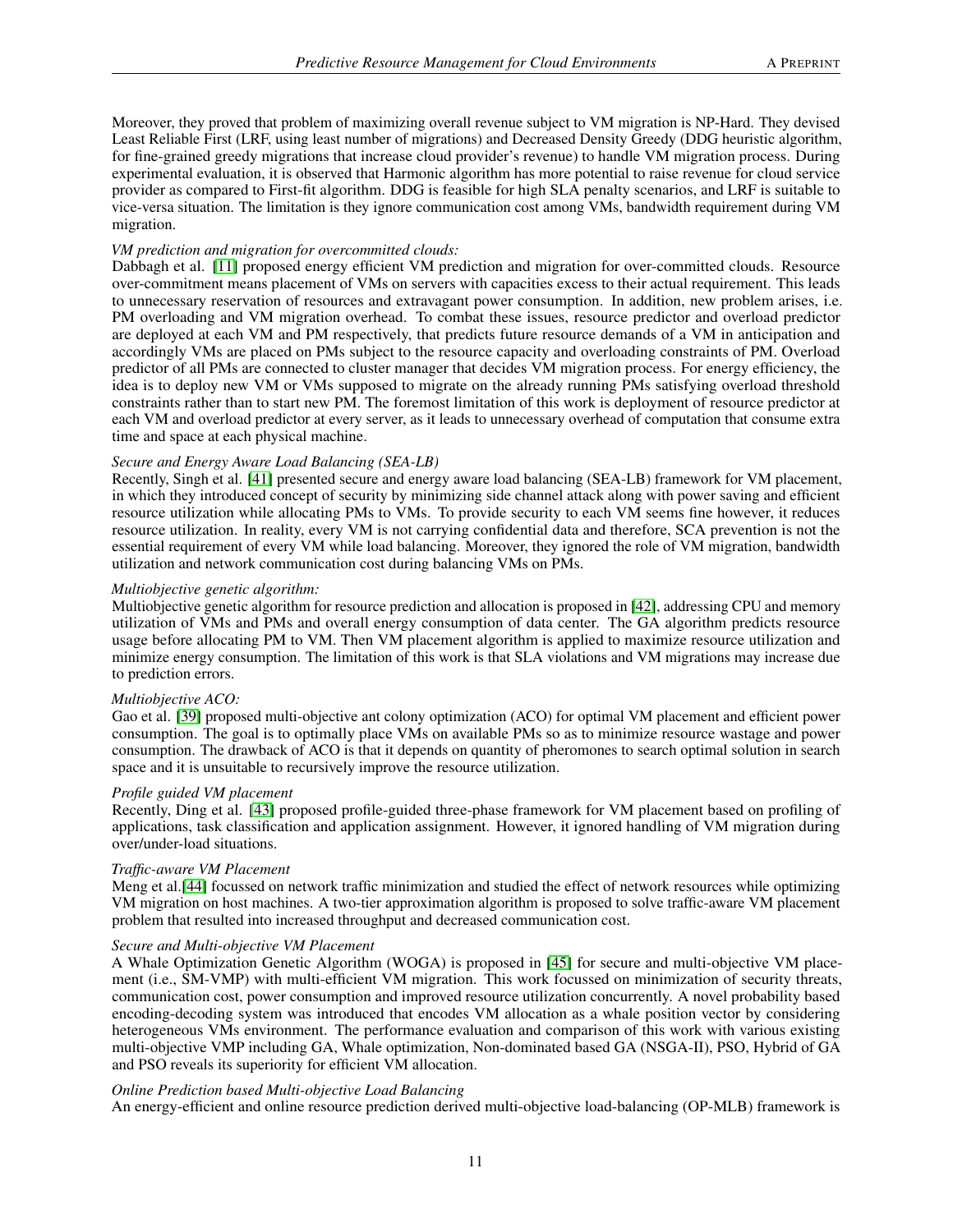Moreover, they proved that problem of maximizing overall revenue subject to VM migration is NP-Hard. They devised Least Reliable First (LRF, using least number of migrations) and Decreased Density Greedy (DDG heuristic algorithm, for fine-grained greedy migrations that increase cloud provider's revenue) to handle VM migration process. During experimental evaluation, it is observed that Harmonic algorithm has more potential to raise revenue for cloud service provider as compared to First-fit algorithm. DDG is feasible for high SLA penalty scenarios, and LRF is suitable to vice-versa situation. The limitation is they ignore communication cost among VMs, bandwidth requirement during VM migration.

*VM prediction and migration for overcommitted clouds:*
Dabbagh et al. [11] proposed energy efficient VM prediction and migration for over-committed clouds. Resource over-commitment means placement of VMs on servers with capacities excess to their actual requirement. This leads to unnecessary reservation of resources and extravagant power consumption. In addition, new problem arises, i.e. PM overloading and VM migration overhead. To combat these issues, resource predictor and overload predictor are deployed at each VM and PM respectively, that predicts future resource demands of a VM in anticipation and accordingly VMs are placed on PMs subject to the resource capacity and overloading constraints of PM. Overload predictor of all PMs are connected to cluster manager that decides VM migration process. For energy efficiency, the idea is to deploy new VM or VMs supposed to migrate on the already running PMs satisfying overload threshold constraints rather than to start new PM. The foremost limitation of this work is deployment of resource predictor at each VM and overload predictor at every server, as it leads to unnecessary overhead of computation that consume extra time and space at each physical machine.

*Secure and Energy Aware Load Balancing (SEA-LB)*
Recently, Singh et al. [41] presented secure and energy aware load balancing (SEA-LB) framework for VM placement, in which they introduced concept of security by minimizing side channel attack along with power saving and efficient resource utilization while allocating PMs to VMs. To provide security to each VM seems fine however, it reduces resource utilization. In reality, every VM is not carrying confidential data and therefore, SCA prevention is not the essential requirement of every VM while load balancing. Moreover, they ignored the role of VM migration, bandwidth utilization and network communication cost during balancing VMs on PMs.

*Multiobjective genetic algorithm:*
Multiobjective genetic algorithm for resource prediction and allocation is proposed in [42], addressing CPU and memory utilization of VMs and PMs and overall energy consumption of data center. The GA algorithm predicts resource usage before allocating PM to VM. Then VM placement algorithm is applied to maximize resource utilization and minimize energy consumption. The limitation of this work is that SLA violations and VM migrations may increase due to prediction errors.

*Multiobjective ACO:*
Gao et al. [39] proposed multi-objective ant colony optimization (ACO) for optimal VM placement and efficient power consumption. The goal is to optimally place VMs on available PMs so as to minimize resource wastage and power consumption. The drawback of ACO is that it depends on quantity of pheromones to search optimal solution in search space and it is unsuitable to recursively improve the resource utilization.

*Profile guided VM placement*
Recently, Ding et al. [43] proposed profile-guided three-phase framework for VM placement based on profiling of applications, task classification and application assignment. However, it ignored handling of VM migration during over/under-load situations.

*Traffic-aware VM Placement*
Meng et al.[44] focussed on network traffic minimization and studied the effect of network resources while optimizing VM migration on host machines. A two-tier approximation algorithm is proposed to solve traffic-aware VM placement problem that resulted into increased throughput and decreased communication cost.

*Secure and Multi-objective VM Placement*
A Whale Optimization Genetic Algorithm (WOGA) is proposed in [45] for secure and multi-objective VM placement (i.e., SM-VMP) with multi-efficient VM migration. This work focussed on minimization of security threats, communication cost, power consumption and improved resource utilization concurrently. A novel probability based encoding-decoding system was introduced that encodes VM allocation as a whale position vector by considering heterogeneous VMs environment. The performance evaluation and comparison of this work with various existing multi-objective VMP including GA, Whale optimization, Non-dominated based GA (NSGA-II), PSO, Hybrid of GA and PSO reveals its superiority for efficient VM allocation.

*Online Prediction based Multi-objective Load Balancing*
An energy-efficient and online resource prediction derived multi-objective load-balancing (OP-MLB) framework is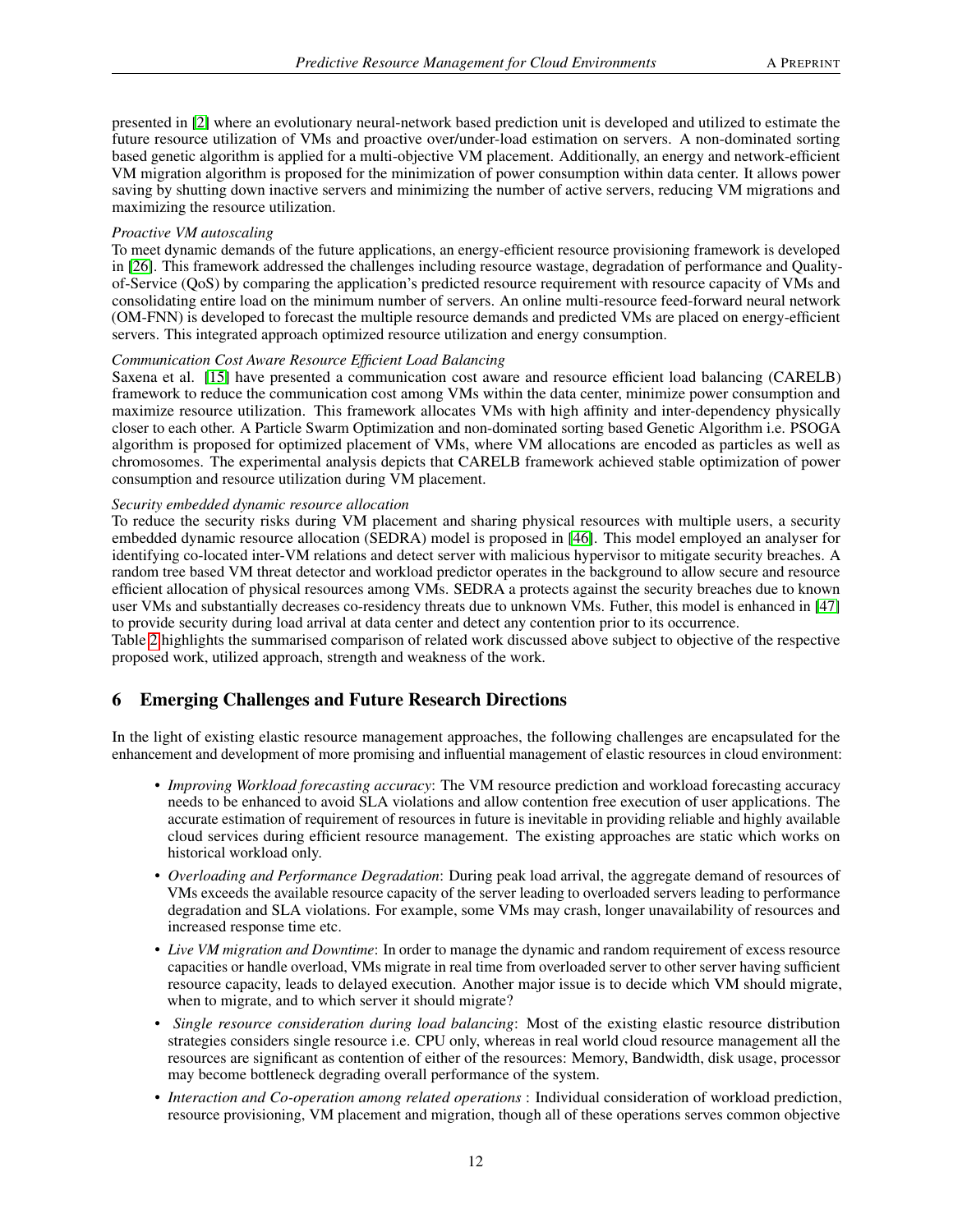presented in [2] where an evolutionary neural-network based prediction unit is developed and utilized to estimate the future resource utilization of VMs and proactive over/under-load estimation on servers. A non-dominated sorting based genetic algorithm is applied for a multi-objective VM placement. Additionally, an energy and network-efficient VM migration algorithm is proposed for the minimization of power consumption within data center. It allows power saving by shutting down inactive servers and minimizing the number of active servers, reducing VM migrations and maximizing the resource utilization.

*Proactive VM autoscaling*
To meet dynamic demands of the future applications, an energy-efficient resource provisioning framework is developed in [26]. This framework addressed the challenges including resource wastage, degradation of performance and Quality-of-Service (QoS) by comparing the application's predicted resource requirement with resource capacity of VMs and consolidating entire load on the minimum number of servers. An online multi-resource feed-forward neural network (OM-FNN) is developed to forecast the multiple resource demands and predicted VMs are placed on energy-efficient servers. This integrated approach optimized resource utilization and energy consumption.

*Communication Cost Aware Resource Efficient Load Balancing*
Saxena et al. [15] have presented a communication cost aware and resource efficient load balancing (CARELB) framework to reduce the communication cost among VMs within the data center, minimize power consumption and maximize resource utilization. This framework allocates VMs with high affinity and inter-dependency physically closer to each other. A Particle Swarm Optimization and non-dominated sorting based Genetic Algorithm i.e. PSOGA algorithm is proposed for optimized placement of VMs, where VM allocations are encoded as particles as well as chromosomes. The experimental analysis depicts that CARELB framework achieved stable optimization of power consumption and resource utilization during VM placement.

*Security embedded dynamic resource allocation*
To reduce the security risks during VM placement and sharing physical resources with multiple users, a security embedded dynamic resource allocation (SEDRA) model is proposed in [46]. This model employed an analyser for identifying co-located inter-VM relations and detect server with malicious hypervisor to mitigate security breaches. A random tree based VM threat detector and workload predictor operates in the background to allow secure and resource efficient allocation of physical resources among VMs. SEDRA a protects against the security breaches due to known user VMs and substantially decreases co-residency threats due to unknown VMs. Futher, this model is enhanced in [47] to provide security during load arrival at data center and detect any contention prior to its occurrence.
Table 2 highlights the summarised comparison of related work discussed above subject to objective of the respective proposed work, utilized approach, strength and weakness of the work.

## 6 Emerging Challenges and Future Research Directions

In the light of existing elastic resource management approaches, the following challenges are encapsulated for the enhancement and development of more promising and influential management of elastic resources in cloud environment:

- *Improving Workload forecasting accuracy*: The VM resource prediction and workload forecasting accuracy needs to be enhanced to avoid SLA violations and allow contention free execution of user applications. The accurate estimation of requirement of resources in future is inevitable in providing reliable and highly available cloud services during efficient resource management. The existing approaches are static which works on historical workload only.
- *Overloading and Performance Degradation*: During peak load arrival, the aggregate demand of resources of VMs exceeds the available resource capacity of the server leading to overloaded servers leading to performance degradation and SLA violations. For example, some VMs may crash, longer unavailability of resources and increased response time etc.
- *Live VM migration and Downtime*: In order to manage the dynamic and random requirement of excess resource capacities or handle overload, VMs migrate in real time from overloaded server to other server having sufficient resource capacity, leads to delayed execution. Another major issue is to decide which VM should migrate, when to migrate, and to which server it should migrate?
- *Single resource consideration during load balancing*: Most of the existing elastic resource distribution strategies considers single resource i.e. CPU only, whereas in real world cloud resource management all the resources are significant as contention of either of the resources: Memory, Bandwidth, disk usage, processor may become bottleneck degrading overall performance of the system.
- *Interaction and Co-operation among related operations* : Individual consideration of workload prediction, resource provisioning, VM placement and migration, though all of these operations serves common objective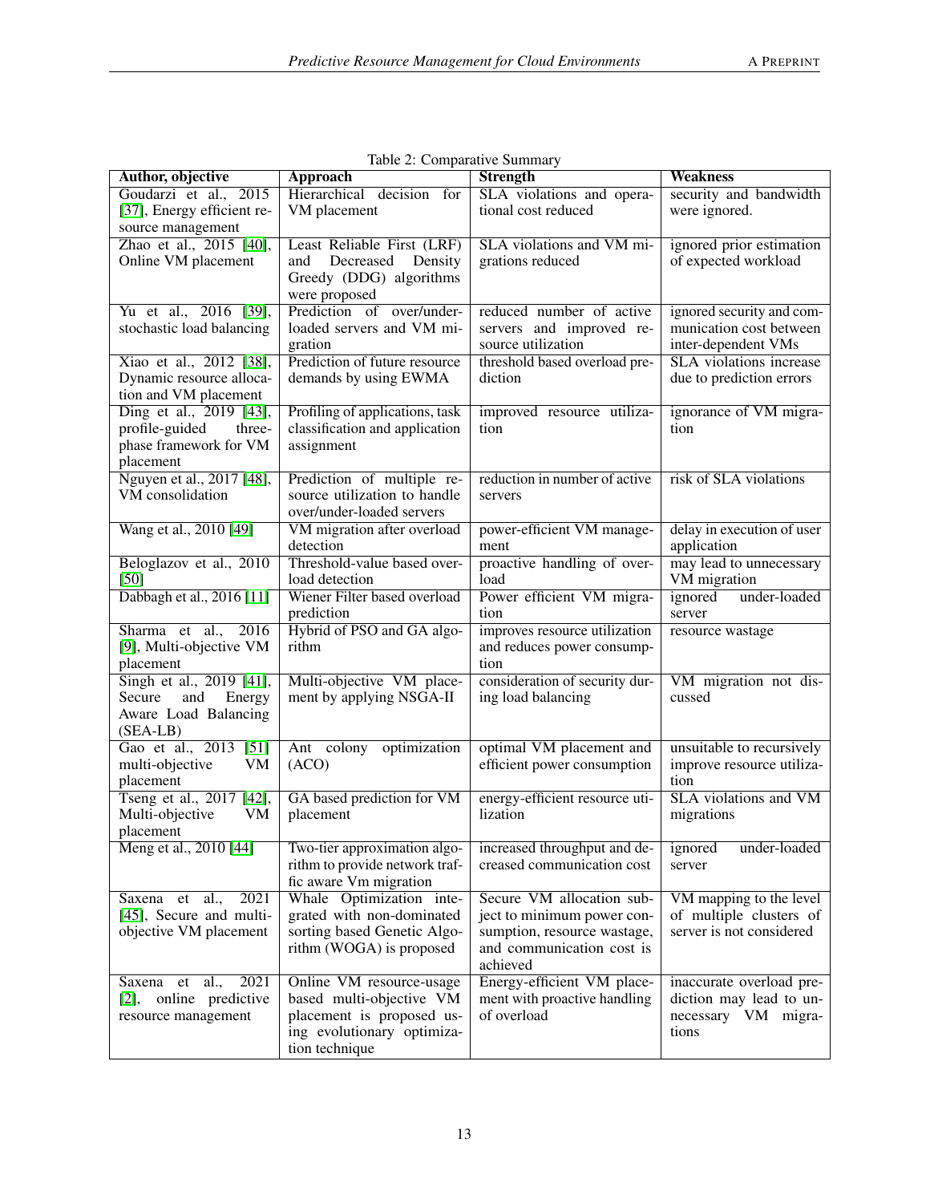Table 2: Comparative Summary

| Author, objective | Approach | Strength | Weakness |
|---|---|---|---|
| Goudarzi et al., 2015 [37], Energy efficient resource management | Hierarchical decision for VM placement | SLA violations and operational cost reduced | security and bandwidth were ignored. |
| Zhao et al., 2015 [40], Online VM placement | Least Reliable First (LRF) and Decreased Density Greedy (DDG) algorithms were proposed | SLA violations and VM migrations reduced | ignored prior estimation of expected workload |
| Yu et al., 2016 [39], stochastic load balancing | Prediction of over/under-loaded servers and VM migration | reduced number of active servers and improved resource utilization | ignored security and communication cost between inter-dependent VMs |
| Xiao et al., 2012 [38], Dynamic resource allocation and VM placement | Prediction of future resource demands by using EWMA | threshold based overload prediction | SLA violations increase due to prediction errors |
| Ding et al., 2019 [43], profile-guided three-phase framework for VM placement | Profiling of applications, task classification and application assignment | improved resource utilization | ignorance of VM migration |
| Nguyen et al., 2017 [48], VM consolidation | Prediction of multiple resource utilization to handle over/under-loaded servers | reduction in number of active servers | risk of SLA violations |
| Wang et al., 2010 [49] | VM migration after overload detection | power-efficient VM management | delay in execution of user application |
| Beloglazov et al., 2010 [50] | Threshold-value based overload detection | proactive handling of overload | may lead to unnecessary VM migration |
| Dabbagh et al., 2016 [11] | Wiener Filter based overload prediction | Power efficient VM migration | ignored under-loaded server |
| Sharma et al., 2016 [9], Multi-objective VM placement | Hybrid of PSO and GA algorithm | improves resource utilization and reduces power consumption | resource wastage |
| Singh et al., 2019 [41], Secure and Energy Aware Load Balancing (SEA-LB) | Multi-objective VM placement by applying NSGA-II | consideration of security during load balancing | VM migration not discussed |
| Gao et al., 2013 [51] multi-objective VM placement | Ant colony optimization (ACO) | optimal VM placement and efficient power consumption | unsuitable to recursively improve resource utilization |
| Tseng et al., 2017 [42], Multi-objective VM placement | GA based prediction for VM placement | energy-efficient resource utilization | SLA violations and VM migrations |
| Meng et al., 2010 [44] | Two-tier approximation algorithm to provide network traffic aware Vm migration | increased throughput and decreased communication cost | ignored under-loaded server |
| Saxena et al., 2021 [45], Secure and multi-objective VM placement | Whale Optimization integrated with non-dominated sorting based Genetic Algorithm (WOGA) is proposed | Secure VM allocation subject to minimum power consumption, resource wastage, and communication cost is achieved | VM mapping to the level of multiple clusters of server is not considered |
| Saxena et al., 2021 [2], online predictive resource management | Online VM resource-usage based multi-objective VM placement is proposed using evolutionary optimization technique | Energy-efficient VM placement with proactive handling of overload | inaccurate overload prediction may lead to unnecessary VM migrations |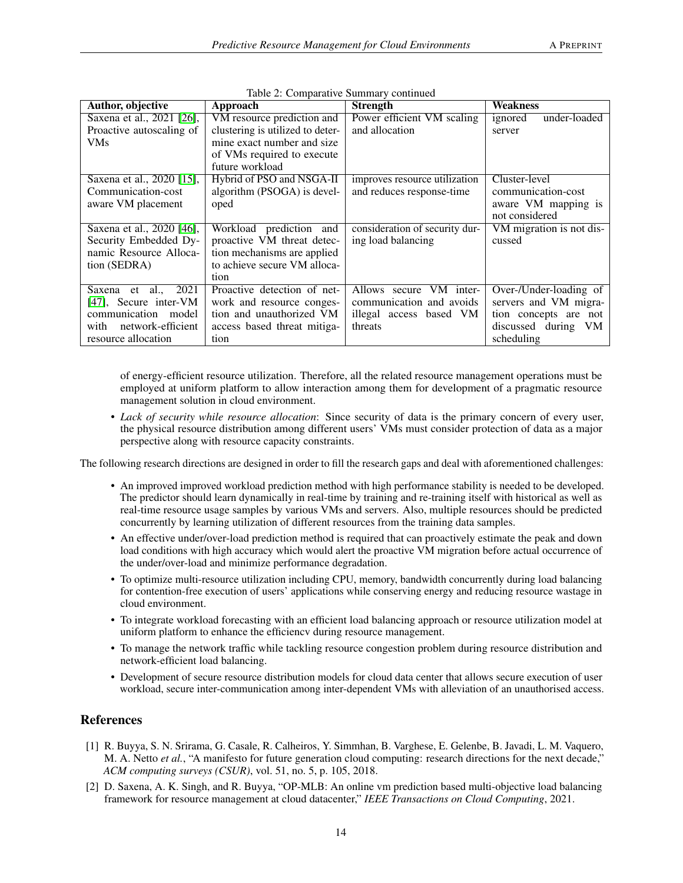Table 2: Comparative Summary continued

| Author, objective | Approach | Strength | Weakness |
|---|---|---|---|
| Saxena et al., 2021 [26], Proactive autoscaling of VMs | VM resource prediction and clustering is utilized to determine exact number and size of VMs required to execute future workload | Power efficient VM scaling and allocation | ignored under-loaded server |
| Saxena et al., 2020 [15], Communication-cost aware VM placement | Hybrid of PSO and NSGA-II algorithm (PSOGA) is developed | improves resource utilization and reduces response-time | Cluster-level communication-cost aware VM mapping is not considered |
| Saxena et al., 2020 [46], Security Embedded Dynamic Resource Allocation (SEDRA) | Workload prediction and proactive VM threat detection mechanisms are applied to achieve secure VM allocation | consideration of security during load balancing | VM migration is not discussed |
| Saxena et al., 2021 [47], Secure inter-VM communication model with network-efficient resource allocation | Proactive detection of network and resource congestion and unauthorized VM access based threat mitigation | Allows secure VM inter-communication and avoids illegal access based VM threats | Over-/Under-loading of servers and VM migration concepts are not discussed during VM scheduling |

of energy-efficient resource utilization. Therefore, all the related resource management operations must be employed at uniform platform to allow interaction among them for development of a pragmatic resource management solution in cloud environment.

- *Lack of security while resource allocation*: Since security of data is the primary concern of every user, the physical resource distribution among different users' VMs must consider protection of data as a major perspective along with resource capacity constraints.

The following research directions are designed in order to fill the research gaps and deal with aforementioned challenges:

- An improved improved workload prediction method with high performance stability is needed to be developed. The predictor should learn dynamically in real-time by training and re-training itself with historical as well as real-time resource usage samples by various VMs and servers. Also, multiple resources should be predicted concurrently by learning utilization of different resources from the training data samples.
- An effective under/over-load prediction method is required that can proactively estimate the peak and down load conditions with high accuracy which would alert the proactive VM migration before actual occurrence of the under/over-load and minimize performance degradation.
- To optimize multi-resource utilization including CPU, memory, bandwidth concurrently during load balancing for contention-free execution of users' applications while conserving energy and reducing resource wastage in cloud environment.
- To integrate workload forecasting with an efficient load balancing approach or resource utilization model at uniform platform to enhance the efficiencv during resource management.
- To manage the network traffic while tackling resource congestion problem during resource distribution and network-efficient load balancing.
- Development of secure resource distribution models for cloud data center that allows secure execution of user workload, secure inter-communication among inter-dependent VMs with alleviation of an unauthorised access.

## References

[1] R. Buyya, S. N. Srirama, G. Casale, R. Calheiros, Y. Simmhan, B. Varghese, E. Gelenbe, B. Javadi, L. M. Vaquero, M. A. Netto *et al.*, "A manifesto for future generation cloud computing: research directions for the next decade," *ACM computing surveys (CSUR)*, vol. 51, no. 5, p. 105, 2018.

[2] D. Saxena, A. K. Singh, and R. Buyya, "OP-MLB: An online vm prediction based multi-objective load balancing framework for resource management at cloud datacenter," *IEEE Transactions on Cloud Computing*, 2021.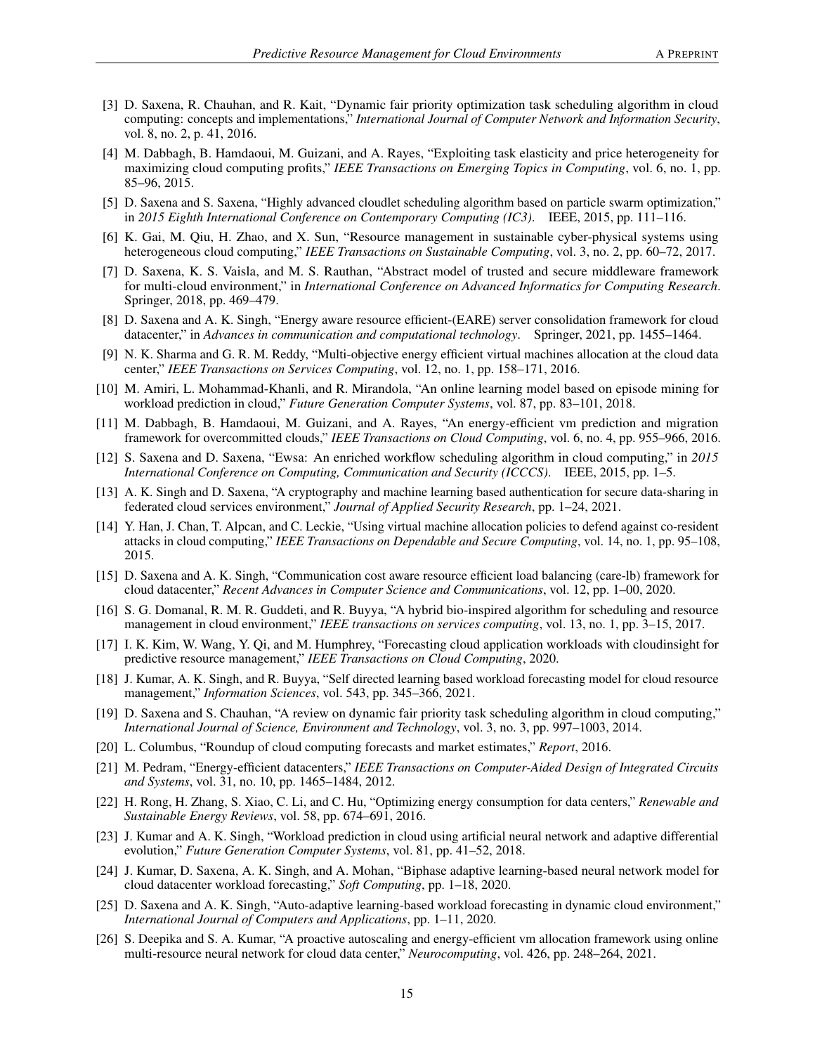[3] D. Saxena, R. Chauhan, and R. Kait, "Dynamic fair priority optimization task scheduling algorithm in cloud computing: concepts and implementations," *International Journal of Computer Network and Information Security*, vol. 8, no. 2, p. 41, 2016.

[4] M. Dabbagh, B. Hamdaoui, M. Guizani, and A. Rayes, "Exploiting task elasticity and price heterogeneity for maximizing cloud computing profits," *IEEE Transactions on Emerging Topics in Computing*, vol. 6, no. 1, pp. 85–96, 2015.

[5] D. Saxena and S. Saxena, "Highly advanced cloudlet scheduling algorithm based on particle swarm optimization," in *2015 Eighth International Conference on Contemporary Computing (IC3)*. IEEE, 2015, pp. 111–116.

[6] K. Gai, M. Qiu, H. Zhao, and X. Sun, "Resource management in sustainable cyber-physical systems using heterogeneous cloud computing," *IEEE Transactions on Sustainable Computing*, vol. 3, no. 2, pp. 60–72, 2017.

[7] D. Saxena, K. S. Vaisla, and M. S. Rauthan, "Abstract model of trusted and secure middleware framework for multi-cloud environment," in *International Conference on Advanced Informatics for Computing Research*. Springer, 2018, pp. 469–479.

[8] D. Saxena and A. K. Singh, "Energy aware resource efficient-(EARE) server consolidation framework for cloud datacenter," in *Advances in communication and computational technology*. Springer, 2021, pp. 1455–1464.

[9] N. K. Sharma and G. R. M. Reddy, "Multi-objective energy efficient virtual machines allocation at the cloud data center," *IEEE Transactions on Services Computing*, vol. 12, no. 1, pp. 158–171, 2016.

[10] M. Amiri, L. Mohammad-Khanli, and R. Mirandola, "An online learning model based on episode mining for workload prediction in cloud," *Future Generation Computer Systems*, vol. 87, pp. 83–101, 2018.

[11] M. Dabbagh, B. Hamdaoui, M. Guizani, and A. Rayes, "An energy-efficient vm prediction and migration framework for overcommitted clouds," *IEEE Transactions on Cloud Computing*, vol. 6, no. 4, pp. 955–966, 2016.

[12] S. Saxena and D. Saxena, "Ewsa: An enriched workflow scheduling algorithm in cloud computing," in *2015 International Conference on Computing, Communication and Security (ICCCS)*. IEEE, 2015, pp. 1–5.

[13] A. K. Singh and D. Saxena, "A cryptography and machine learning based authentication for secure data-sharing in federated cloud services environment," *Journal of Applied Security Research*, pp. 1–24, 2021.

[14] Y. Han, J. Chan, T. Alpcan, and C. Leckie, "Using virtual machine allocation policies to defend against co-resident attacks in cloud computing," *IEEE Transactions on Dependable and Secure Computing*, vol. 14, no. 1, pp. 95–108, 2015.

[15] D. Saxena and A. K. Singh, "Communication cost aware resource efficient load balancing (care-lb) framework for cloud datacenter," *Recent Advances in Computer Science and Communications*, vol. 12, pp. 1–00, 2020.

[16] S. G. Domanal, R. M. R. Guddeti, and R. Buyya, "A hybrid bio-inspired algorithm for scheduling and resource management in cloud environment," *IEEE transactions on services computing*, vol. 13, no. 1, pp. 3–15, 2017.

[17] I. K. Kim, W. Wang, Y. Qi, and M. Humphrey, "Forecasting cloud application workloads with cloudinsight for predictive resource management," *IEEE Transactions on Cloud Computing*, 2020.

[18] J. Kumar, A. K. Singh, and R. Buyya, "Self directed learning based workload forecasting model for cloud resource management," *Information Sciences*, vol. 543, pp. 345–366, 2021.

[19] D. Saxena and S. Chauhan, "A review on dynamic fair priority task scheduling algorithm in cloud computing," *International Journal of Science, Environment and Technology*, vol. 3, no. 3, pp. 997–1003, 2014.

[20] L. Columbus, "Roundup of cloud computing forecasts and market estimates," *Report*, 2016.

[21] M. Pedram, "Energy-efficient datacenters," *IEEE Transactions on Computer-Aided Design of Integrated Circuits and Systems*, vol. 31, no. 10, pp. 1465–1484, 2012.

[22] H. Rong, H. Zhang, S. Xiao, C. Li, and C. Hu, "Optimizing energy consumption for data centers," *Renewable and Sustainable Energy Reviews*, vol. 58, pp. 674–691, 2016.

[23] J. Kumar and A. K. Singh, "Workload prediction in cloud using artificial neural network and adaptive differential evolution," *Future Generation Computer Systems*, vol. 81, pp. 41–52, 2018.

[24] J. Kumar, D. Saxena, A. K. Singh, and A. Mohan, "Biphase adaptive learning-based neural network model for cloud datacenter workload forecasting," *Soft Computing*, pp. 1–18, 2020.

[25] D. Saxena and A. K. Singh, "Auto-adaptive learning-based workload forecasting in dynamic cloud environment," *International Journal of Computers and Applications*, pp. 1–11, 2020.

[26] S. Deepika and S. A. Kumar, "A proactive autoscaling and energy-efficient vm allocation framework using online multi-resource neural network for cloud data center," *Neurocomputing*, vol. 426, pp. 248–264, 2021.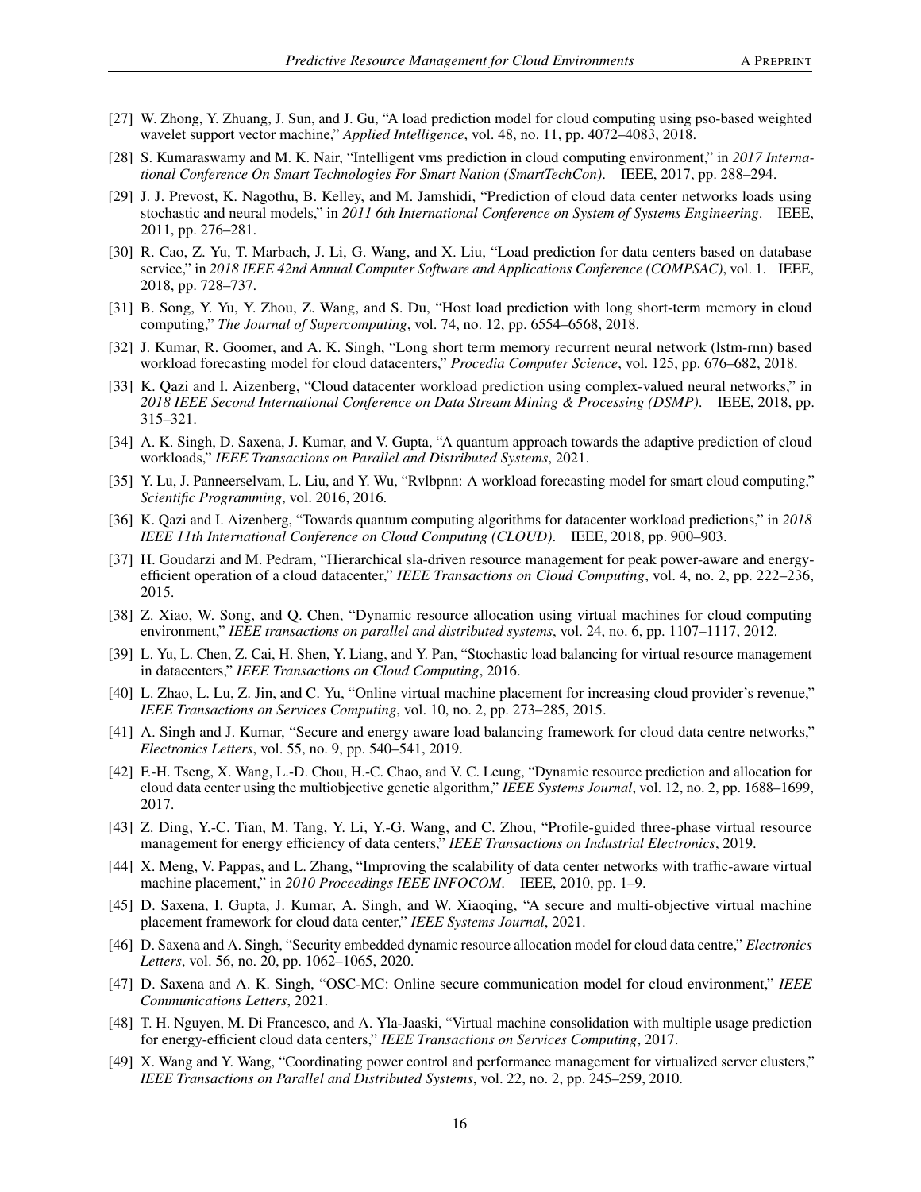[27] W. Zhong, Y. Zhuang, J. Sun, and J. Gu, "A load prediction model for cloud computing using pso-based weighted wavelet support vector machine," *Applied Intelligence*, vol. 48, no. 11, pp. 4072–4083, 2018.

[28] S. Kumaraswamy and M. K. Nair, "Intelligent vms prediction in cloud computing environment," in *2017 International Conference On Smart Technologies For Smart Nation (SmartTechCon)*. IEEE, 2017, pp. 288–294.

[29] J. J. Prevost, K. Nagothu, B. Kelley, and M. Jamshidi, "Prediction of cloud data center networks loads using stochastic and neural models," in *2011 6th International Conference on System of Systems Engineering*. IEEE, 2011, pp. 276–281.

[30] R. Cao, Z. Yu, T. Marbach, J. Li, G. Wang, and X. Liu, "Load prediction for data centers based on database service," in *2018 IEEE 42nd Annual Computer Software and Applications Conference (COMPSAC)*, vol. 1. IEEE, 2018, pp. 728–737.

[31] B. Song, Y. Yu, Y. Zhou, Z. Wang, and S. Du, "Host load prediction with long short-term memory in cloud computing," *The Journal of Supercomputing*, vol. 74, no. 12, pp. 6554–6568, 2018.

[32] J. Kumar, R. Goomer, and A. K. Singh, "Long short term memory recurrent neural network (lstm-rnn) based workload forecasting model for cloud datacenters," *Procedia Computer Science*, vol. 125, pp. 676–682, 2018.

[33] K. Qazi and I. Aizenberg, "Cloud datacenter workload prediction using complex-valued neural networks," in *2018 IEEE Second International Conference on Data Stream Mining & Processing (DSMP)*. IEEE, 2018, pp. 315–321.

[34] A. K. Singh, D. Saxena, J. Kumar, and V. Gupta, "A quantum approach towards the adaptive prediction of cloud workloads," *IEEE Transactions on Parallel and Distributed Systems*, 2021.

[35] Y. Lu, J. Panneerselvam, L. Liu, and Y. Wu, "Rvlbpnn: A workload forecasting model for smart cloud computing," *Scientific Programming*, vol. 2016, 2016.

[36] K. Qazi and I. Aizenberg, "Towards quantum computing algorithms for datacenter workload predictions," in *2018 IEEE 11th International Conference on Cloud Computing (CLOUD)*. IEEE, 2018, pp. 900–903.

[37] H. Goudarzi and M. Pedram, "Hierarchical sla-driven resource management for peak power-aware and energy-efficient operation of a cloud datacenter," *IEEE Transactions on Cloud Computing*, vol. 4, no. 2, pp. 222–236, 2015.

[38] Z. Xiao, W. Song, and Q. Chen, "Dynamic resource allocation using virtual machines for cloud computing environment," *IEEE transactions on parallel and distributed systems*, vol. 24, no. 6, pp. 1107–1117, 2012.

[39] L. Yu, L. Chen, Z. Cai, H. Shen, Y. Liang, and Y. Pan, "Stochastic load balancing for virtual resource management in datacenters," *IEEE Transactions on Cloud Computing*, 2016.

[40] L. Zhao, L. Lu, Z. Jin, and C. Yu, "Online virtual machine placement for increasing cloud provider's revenue," *IEEE Transactions on Services Computing*, vol. 10, no. 2, pp. 273–285, 2015.

[41] A. Singh and J. Kumar, "Secure and energy aware load balancing framework for cloud data centre networks," *Electronics Letters*, vol. 55, no. 9, pp. 540–541, 2019.

[42] F.-H. Tseng, X. Wang, L.-D. Chou, H.-C. Chao, and V. C. Leung, "Dynamic resource prediction and allocation for cloud data center using the multiobjective genetic algorithm," *IEEE Systems Journal*, vol. 12, no. 2, pp. 1688–1699, 2017.

[43] Z. Ding, Y.-C. Tian, M. Tang, Y. Li, Y.-G. Wang, and C. Zhou, "Profile-guided three-phase virtual resource management for energy efficiency of data centers," *IEEE Transactions on Industrial Electronics*, 2019.

[44] X. Meng, V. Pappas, and L. Zhang, "Improving the scalability of data center networks with traffic-aware virtual machine placement," in *2010 Proceedings IEEE INFOCOM*. IEEE, 2010, pp. 1–9.

[45] D. Saxena, I. Gupta, J. Kumar, A. Singh, and W. Xiaoqing, "A secure and multi-objective virtual machine placement framework for cloud data center," *IEEE Systems Journal*, 2021.

[46] D. Saxena and A. Singh, "Security embedded dynamic resource allocation model for cloud data centre," *Electronics Letters*, vol. 56, no. 20, pp. 1062–1065, 2020.

[47] D. Saxena and A. K. Singh, "OSC-MC: Online secure communication model for cloud environment," *IEEE Communications Letters*, 2021.

[48] T. H. Nguyen, M. Di Francesco, and A. Yla-Jaaski, "Virtual machine consolidation with multiple usage prediction for energy-efficient cloud data centers," *IEEE Transactions on Services Computing*, 2017.

[49] X. Wang and Y. Wang, "Coordinating power control and performance management for virtualized server clusters," *IEEE Transactions on Parallel and Distributed Systems*, vol. 22, no. 2, pp. 245–259, 2010.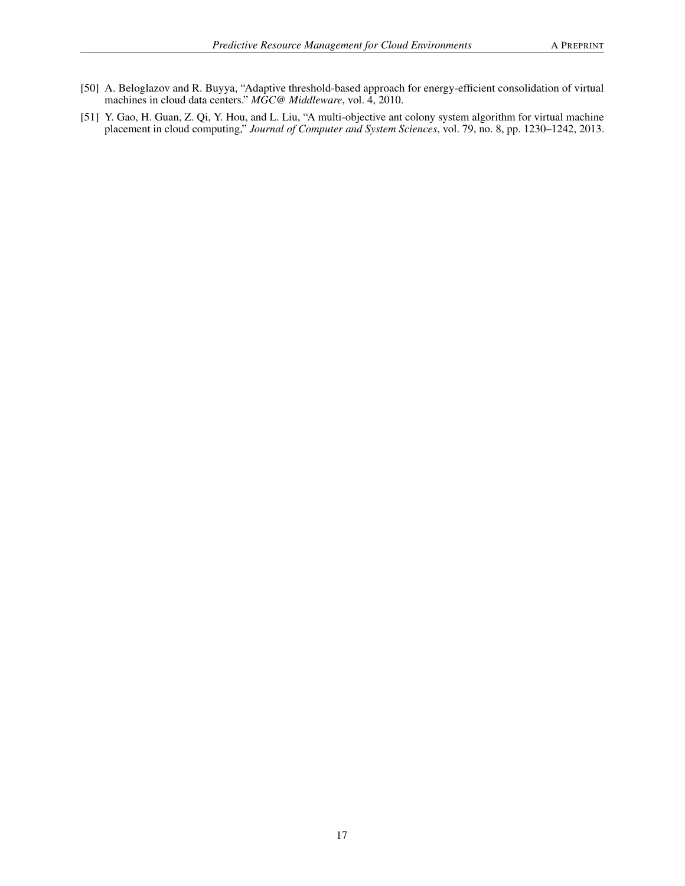[50] A. Beloglazov and R. Buyya, "Adaptive threshold-based approach for energy-efficient consolidation of virtual machines in cloud data centers." *MGC@ Middleware*, vol. 4, 2010.

[51] Y. Gao, H. Guan, Z. Qi, Y. Hou, and L. Liu, "A multi-objective ant colony system algorithm for virtual machine placement in cloud computing," *Journal of Computer and System Sciences*, vol. 79, no. 8, pp. 1230–1242, 2013.